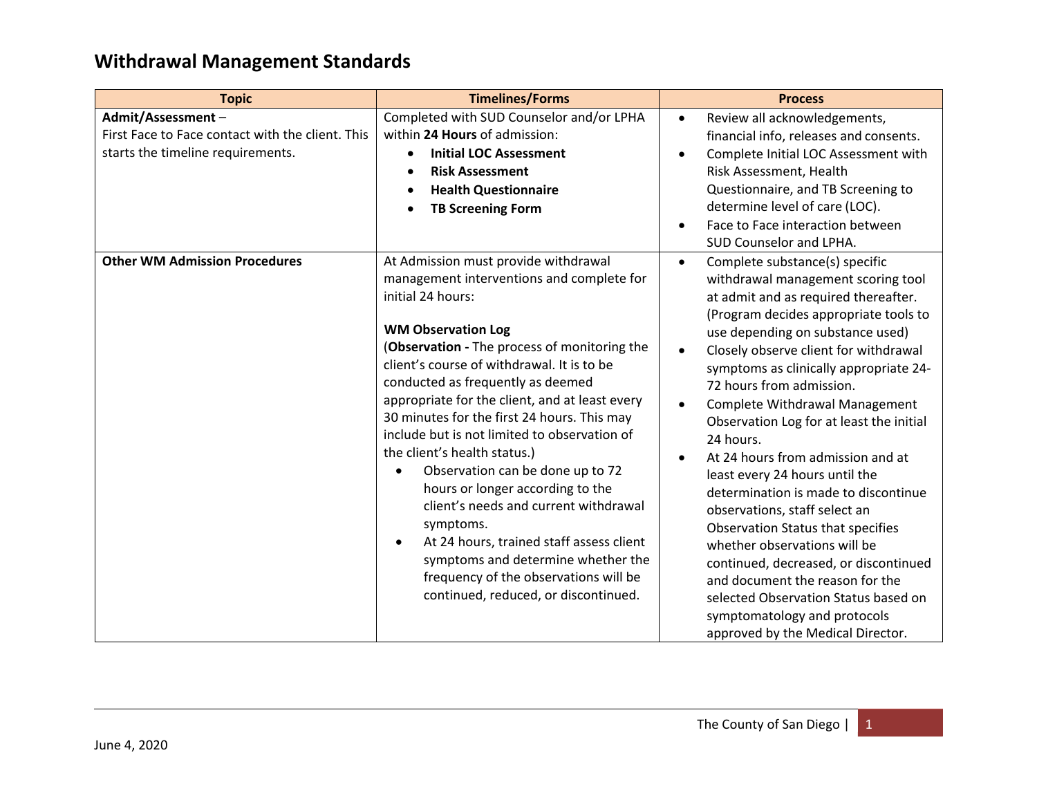# Withdrawal Management Standards

| Topic | Timelines/Forms | Process |
|---|---|---|
| **Admit/Assessment** – First Face to Face contact with the client. This starts the timeline requirements. | Completed with SUD Counselor and/or LPHA within **24 Hours** of admission:<br>• **Initial LOC Assessment**<br>• **Risk Assessment**<br>• **Health Questionnaire**<br>• **TB Screening Form** | • Review all acknowledgements, financial info, releases and consents.<br>• Complete Initial LOC Assessment with Risk Assessment, Health Questionnaire, and TB Screening to determine level of care (LOC).<br>• Face to Face interaction between SUD Counselor and LPHA. |
| **Other WM Admission Procedures** | At Admission must provide withdrawal management interventions and complete for initial 24 hours:<br><br>**WM Observation Log**<br>(**Observation -** The process of monitoring the client's course of withdrawal. It is to be conducted as frequently as deemed appropriate for the client, and at least every 30 minutes for the first 24 hours. This may include but is not limited to observation of the client's health status.)<br>• Observation can be done up to 72 hours or longer according to the client's needs and current withdrawal symptoms.<br>• At 24 hours, trained staff assess client symptoms and determine whether the frequency of the observations will be continued, reduced, or discontinued. | • Complete substance(s) specific withdrawal management scoring tool at admit and as required thereafter. (Program decides appropriate tools to use depending on substance used)<br>• Closely observe client for withdrawal symptoms as clinically appropriate 24-72 hours from admission.<br>• Complete Withdrawal Management Observation Log for at least the initial 24 hours.<br>• At 24 hours from admission and at least every 24 hours until the determination is made to discontinue observations, staff select an Observation Status that specifies whether observations will be continued, decreased, or discontinued and document the reason for the selected Observation Status based on symptomatology and protocols approved by the Medical Director. |

June 4, 2020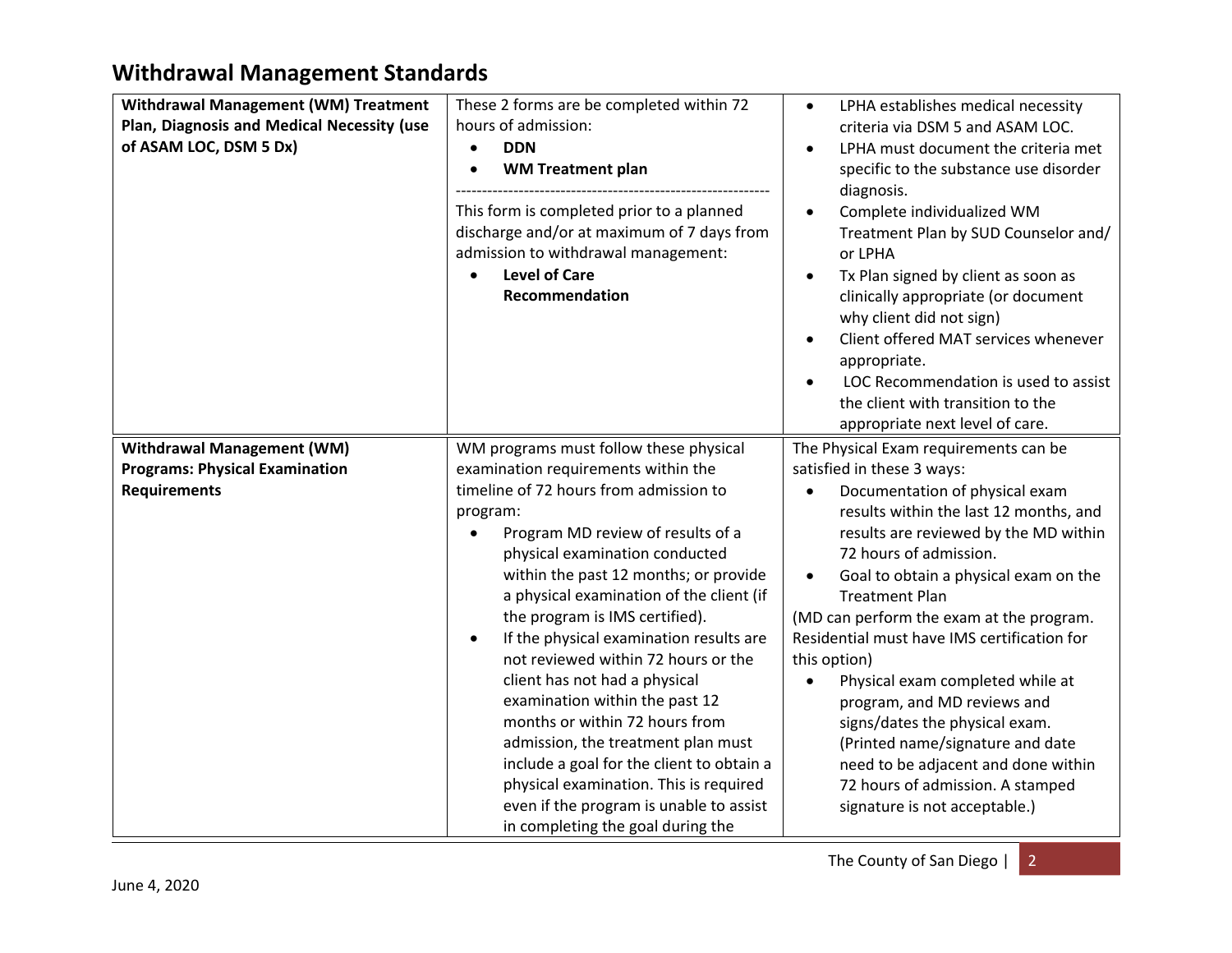## Withdrawal Management Standards

| | | |
|---|---|---|
| **Withdrawal Management (WM) Treatment Plan, Diagnosis and Medical Necessity (use of ASAM LOC, DSM 5 Dx)** | These 2 forms are be completed within 72 hours of admission:<br>• **DDN**<br>• **WM Treatment plan**<br>------------------------------------------------------------<br>This form is completed prior to a planned discharge and/or at maximum of 7 days from admission to withdrawal management:<br>• **Level of Care Recommendation** | • LPHA establishes medical necessity criteria via DSM 5 and ASAM LOC.<br>• LPHA must document the criteria met specific to the substance use disorder diagnosis.<br>• Complete individualized WM Treatment Plan by SUD Counselor and/ or LPHA<br>• Tx Plan signed by client as soon as clinically appropriate (or document why client did not sign)<br>• Client offered MAT services whenever appropriate.<br>• LOC Recommendation is used to assist the client with transition to the appropriate next level of care. |
| **Withdrawal Management (WM) Programs: Physical Examination Requirements** | WM programs must follow these physical examination requirements within the timeline of 72 hours from admission to program:<br>• Program MD review of results of a physical examination conducted within the past 12 months; or provide a physical examination of the client (if the program is IMS certified).<br>• If the physical examination results are not reviewed within 72 hours or the client has not had a physical examination within the past 12 months or within 72 hours from admission, the treatment plan must include a goal for the client to obtain a physical examination. This is required even if the program is unable to assist in completing the goal during the | The Physical Exam requirements can be satisfied in these 3 ways:<br>• Documentation of physical exam results within the last 12 months, and results are reviewed by the MD within 72 hours of admission.<br>• Goal to obtain a physical exam on the Treatment Plan<br>(MD can perform the exam at the program. Residential must have IMS certification for this option)<br>• Physical exam completed while at program, and MD reviews and signs/dates the physical exam. (Printed name/signature and date need to be adjacent and done within 72 hours of admission. A stamped signature is not acceptable.) |

June 4, 2020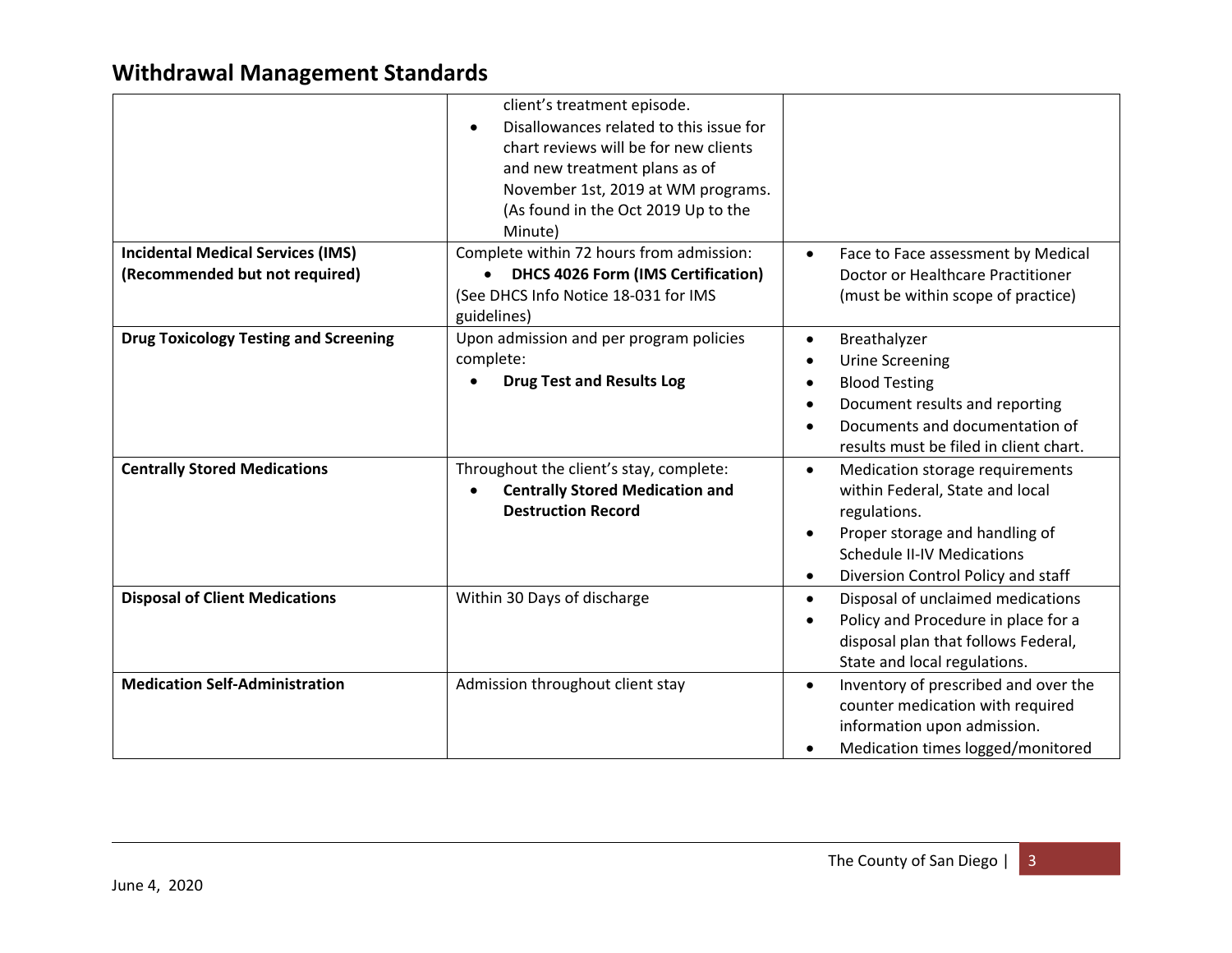## Withdrawal Management Standards

| | | |
|---|---|---|
| | client's treatment episode.<br>• Disallowances related to this issue for chart reviews will be for new clients and new treatment plans as of November 1st, 2019 at WM programs. (As found in the Oct 2019 Up to the Minute) | |
| **Incidental Medical Services (IMS) (Recommended but not required)** | Complete within 72 hours from admission:<br>• **DHCS 4026 Form (IMS Certification)**<br>(See DHCS Info Notice 18-031 for IMS guidelines) | • Face to Face assessment by Medical Doctor or Healthcare Practitioner (must be within scope of practice) |
| **Drug Toxicology Testing and Screening** | Upon admission and per program policies complete:<br>• **Drug Test and Results Log** | • Breathalyzer<br>• Urine Screening<br>• Blood Testing<br>• Document results and reporting<br>• Documents and documentation of results must be filed in client chart. |
| **Centrally Stored Medications** | Throughout the client's stay, complete:<br>• **Centrally Stored Medication and Destruction Record** | • Medication storage requirements within Federal, State and local regulations.<br>• Proper storage and handling of Schedule II-IV Medications<br>• Diversion Control Policy and staff |
| **Disposal of Client Medications** | Within 30 Days of discharge | • Disposal of unclaimed medications<br>• Policy and Procedure in place for a disposal plan that follows Federal, State and local regulations. |
| **Medication Self-Administration** | Admission throughout client stay | • Inventory of prescribed and over the counter medication with required information upon admission.<br>• Medication times logged/monitored |

June 4, 2020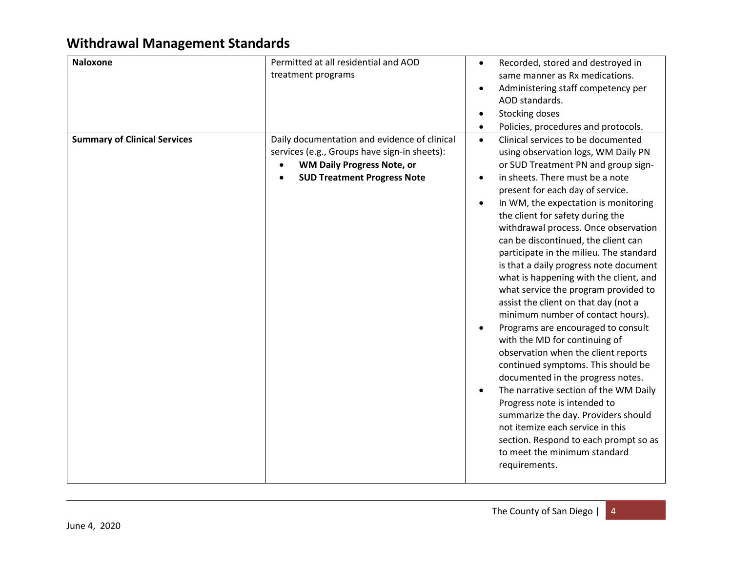## Withdrawal Management Standards

| | | |
|---|---|---|
| **Naloxone** | Permitted at all residential and AOD treatment programs | • Recorded, stored and destroyed in same manner as Rx medications.<br>• Administering staff competency per AOD standards.<br>• Stocking doses<br>• Policies, procedures and protocols. |
| **Summary of Clinical Services** | Daily documentation and evidence of clinical services (e.g., Groups have sign-in sheets):<br>• **WM Daily Progress Note, or**<br>• **SUD Treatment Progress Note** | • Clinical services to be documented using observation logs, WM Daily PN or SUD Treatment PN and group sign-<br>• in sheets. There must be a note present for each day of service.<br>• In WM, the expectation is monitoring the client for safety during the withdrawal process. Once observation can be discontinued, the client can participate in the milieu. The standard is that a daily progress note document what is happening with the client, and what service the program provided to assist the client on that day (not a minimum number of contact hours).<br>• Programs are encouraged to consult with the MD for continuing of observation when the client reports continued symptoms. This should be documented in the progress notes.<br>• The narrative section of the WM Daily Progress note is intended to summarize the day. Providers should not itemize each service in this section. Respond to each prompt so as to meet the minimum standard requirements. |

June 4, 2020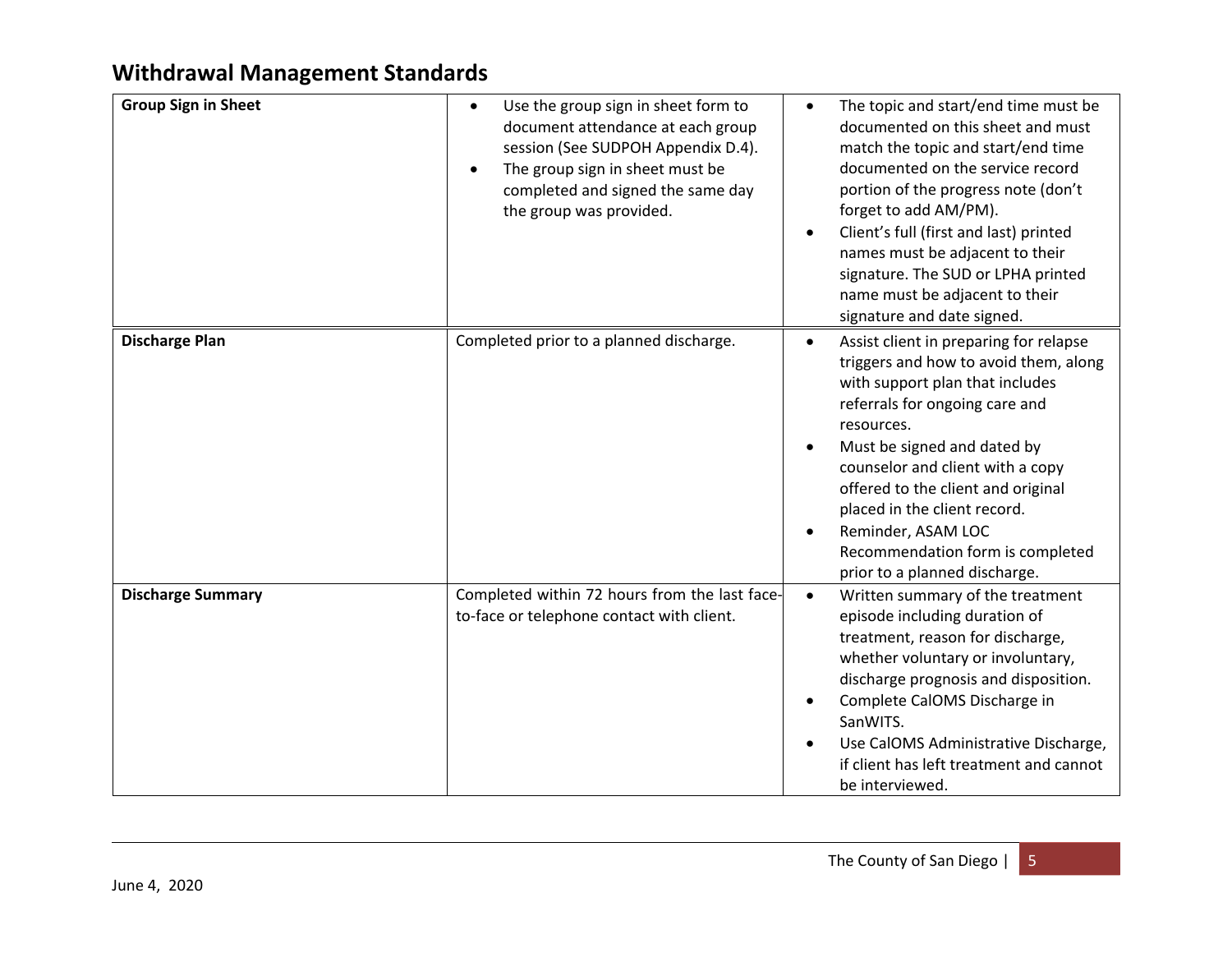## Withdrawal Management Standards

| | | |
|---|---|---|
| **Group Sign in Sheet** | • Use the group sign in sheet form to document attendance at each group session (See SUDPOH Appendix D.4).<br>• The group sign in sheet must be completed and signed the same day the group was provided. | • The topic and start/end time must be documented on this sheet and must match the topic and start/end time documented on the service record portion of the progress note (don't forget to add AM/PM).<br>• Client's full (first and last) printed names must be adjacent to their signature. The SUD or LPHA printed name must be adjacent to their signature and date signed. |
| **Discharge Plan** | Completed prior to a planned discharge. | • Assist client in preparing for relapse triggers and how to avoid them, along with support plan that includes referrals for ongoing care and resources.<br>• Must be signed and dated by counselor and client with a copy offered to the client and original placed in the client record.<br>• Reminder, ASAM LOC Recommendation form is completed prior to a planned discharge. |
| **Discharge Summary** | Completed within 72 hours from the last face-to-face or telephone contact with client. | • Written summary of the treatment episode including duration of treatment, reason for discharge, whether voluntary or involuntary, discharge prognosis and disposition.<br>• Complete CalOMS Discharge in SanWITS.<br>• Use CalOMS Administrative Discharge, if client has left treatment and cannot be interviewed. |

June 4, 2020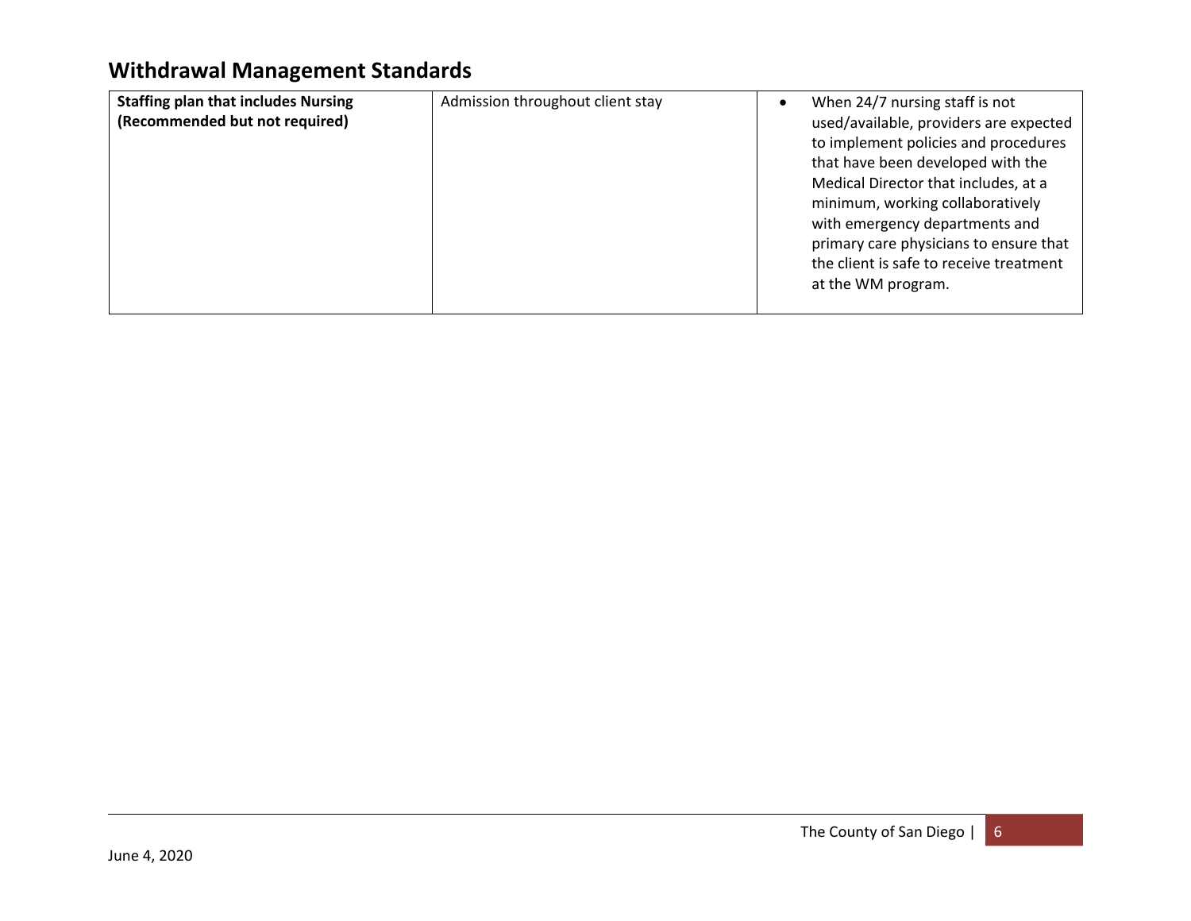## Withdrawal Management Standards

| | | |
|---|---|---|
| **Staffing plan that includes Nursing (Recommended but not required)** | Admission throughout client stay | • When 24/7 nursing staff is not used/available, providers are expected to implement policies and procedures that have been developed with the Medical Director that includes, at a minimum, working collaboratively with emergency departments and primary care physicians to ensure that the client is safe to receive treatment at the WM program. |